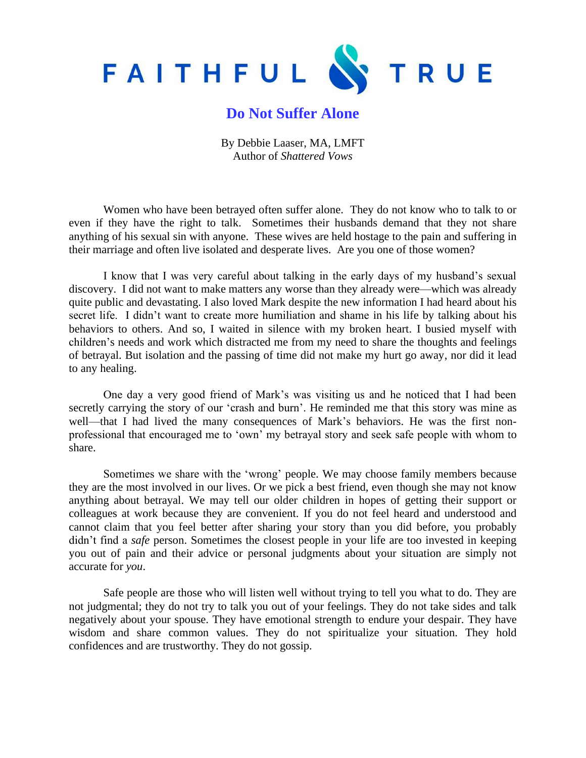# FAITHFUL & TRUE

## Do Not Suffer Alone

By Debbie Laaser, MA, LMFT
Author of *Shattered Vows*

Women who have been betrayed often suffer alone. They do not know who to talk to or even if they have the right to talk. Sometimes their husbands demand that they not share anything of his sexual sin with anyone. These wives are held hostage to the pain and suffering in their marriage and often live isolated and desperate lives. Are you one of those women?

I know that I was very careful about talking in the early days of my husband's sexual discovery. I did not want to make matters any worse than they already were—which was already quite public and devastating. I also loved Mark despite the new information I had heard about his secret life. I didn't want to create more humiliation and shame in his life by talking about his behaviors to others. And so, I waited in silence with my broken heart. I busied myself with children's needs and work which distracted me from my need to share the thoughts and feelings of betrayal. But isolation and the passing of time did not make my hurt go away, nor did it lead to any healing.

One day a very good friend of Mark's was visiting us and he noticed that I had been secretly carrying the story of our 'crash and burn'. He reminded me that this story was mine as well—that I had lived the many consequences of Mark's behaviors. He was the first non-professional that encouraged me to 'own' my betrayal story and seek safe people with whom to share.

Sometimes we share with the 'wrong' people. We may choose family members because they are the most involved in our lives. Or we pick a best friend, even though she may not know anything about betrayal. We may tell our older children in hopes of getting their support or colleagues at work because they are convenient. If you do not feel heard and understood and cannot claim that you feel better after sharing your story than you did before, you probably didn't find a *safe* person. Sometimes the closest people in your life are too invested in keeping you out of pain and their advice or personal judgments about your situation are simply not accurate for *you*.

Safe people are those who will listen well without trying to tell you what to do. They are not judgmental; they do not try to talk you out of your feelings. They do not take sides and talk negatively about your spouse. They have emotional strength to endure your despair. They have wisdom and share common values. They do not spiritualize your situation. They hold confidences and are trustworthy. They do not gossip.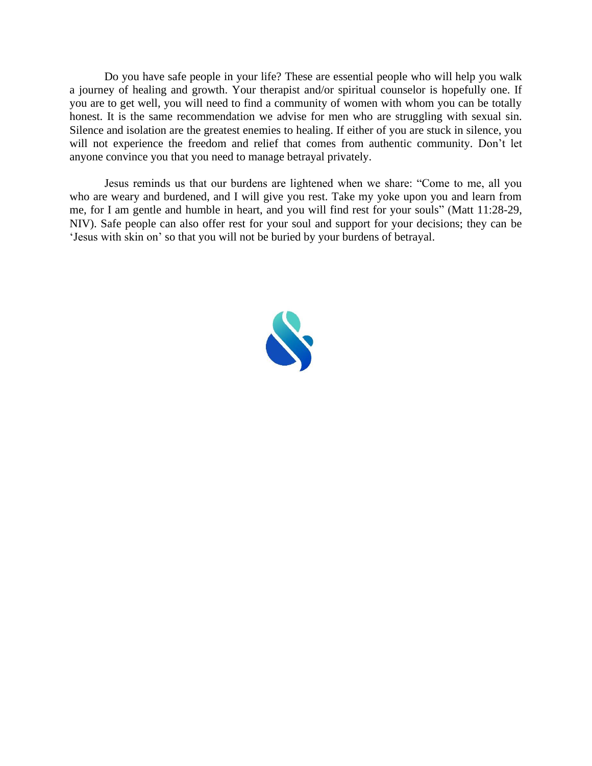Do you have safe people in your life? These are essential people who will help you walk a journey of healing and growth. Your therapist and/or spiritual counselor is hopefully one. If you are to get well, you will need to find a community of women with whom you can be totally honest. It is the same recommendation we advise for men who are struggling with sexual sin. Silence and isolation are the greatest enemies to healing. If either of you are stuck in silence, you will not experience the freedom and relief that comes from authentic community. Don't let anyone convince you that you need to manage betrayal privately.

Jesus reminds us that our burdens are lightened when we share: "Come to me, all you who are weary and burdened, and I will give you rest. Take my yoke upon you and learn from me, for I am gentle and humble in heart, and you will find rest for your souls" (Matt 11:28-29, NIV). Safe people can also offer rest for your soul and support for your decisions; they can be 'Jesus with skin on' so that you will not be buried by your burdens of betrayal.